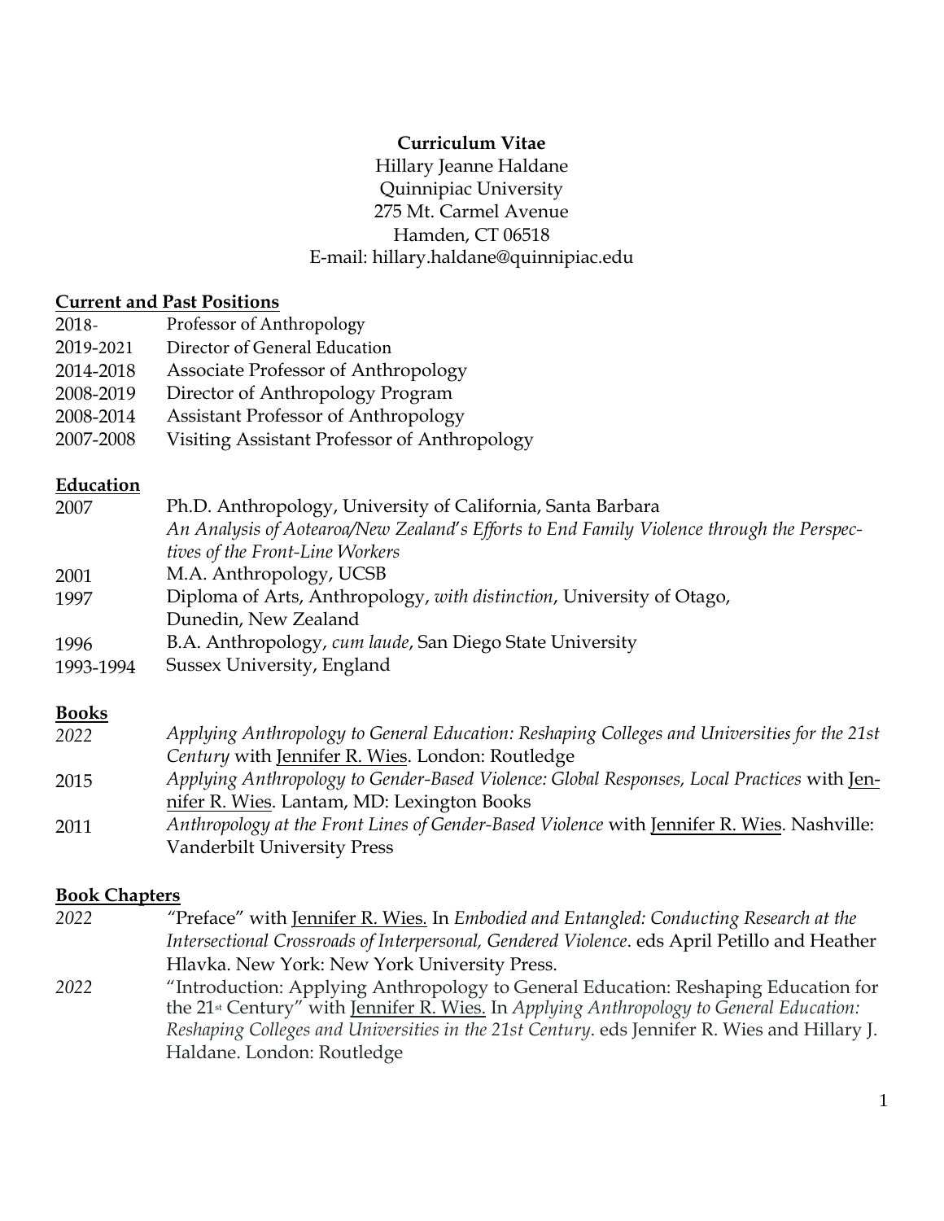**Curriculum Vitae**

Hillary Jeanne Haldane
Quinnipiac University
275 Mt. Carmel Avenue
Hamden, CT 06518
E-mail: hillary.haldane@quinnipiac.edu

## Current and Past Positions

| | |
|---|---|
| 2018- | Professor of Anthropology |
| 2019-2021 | Director of General Education |
| 2014-2018 | Associate Professor of Anthropology |
| 2008-2019 | Director of Anthropology Program |
| 2008-2014 | Assistant Professor of Anthropology |
| 2007-2008 | Visiting Assistant Professor of Anthropology |

## Education

| | |
|---|---|
| 2007 | Ph.D. Anthropology, University of California, Santa Barbara *An Analysis of Aotearoa/New Zealand's Efforts to End Family Violence through the Perspectives of the Front-Line Workers* |
| 2001 | M.A. Anthropology, UCSB |
| 1997 | Diploma of Arts, Anthropology, *with distinction*, University of Otago, Dunedin, New Zealand |
| 1996 | B.A. Anthropology, *cum laude*, San Diego State University |
| 1993-1994 | Sussex University, England |

## Books

| | |
|---|---|
| *2022* | *Applying Anthropology to General Education: Reshaping Colleges and Universities for the 21st Century* with Jennifer R. Wies. London: Routledge |
| 2015 | *Applying Anthropology to Gender-Based Violence: Global Responses, Local Practices* with Jennifer R. Wies. Lantam, MD: Lexington Books |
| 2011 | *Anthropology at the Front Lines of Gender-Based Violence* with Jennifer R. Wies. Nashville: Vanderbilt University Press |

## Book Chapters

| | |
|---|---|
| *2022* | "Preface" with Jennifer R. Wies. In *Embodied and Entangled: Conducting Research at the Intersectional Crossroads of Interpersonal, Gendered Violence*. eds April Petillo and Heather Hlavka. New York: New York University Press. |
| *2022* | "Introduction: Applying Anthropology to General Education: Reshaping Education for the 21st Century" with Jennifer R. Wies. In *Applying Anthropology to General Education: Reshaping Colleges and Universities in the 21st Century*. eds Jennifer R. Wies and Hillary J. Haldane. London: Routledge |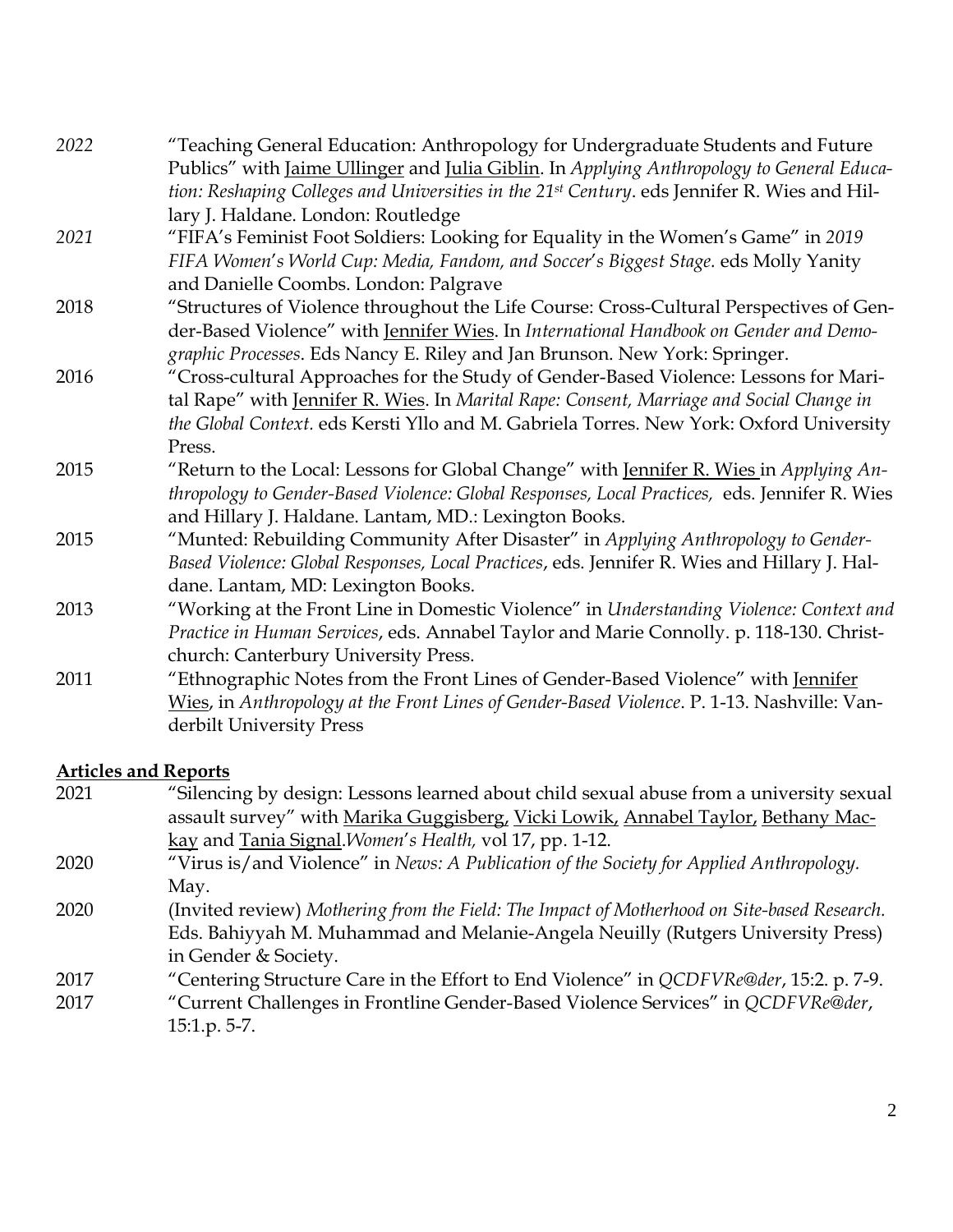*2022* "Teaching General Education: Anthropology for Undergraduate Students and Future Publics" with Jaime Ullinger and Julia Giblin. In *Applying Anthropology to General Education: Reshaping Colleges and Universities in the 21st Century*. eds Jennifer R. Wies and Hillary J. Haldane. London: Routledge

*2021* "FIFA's Feminist Foot Soldiers: Looking for Equality in the Women's Game" in *2019 FIFA Women's World Cup: Media, Fandom, and Soccer's Biggest Stage.* eds Molly Yanity and Danielle Coombs. London: Palgrave

2018 "Structures of Violence throughout the Life Course: Cross-Cultural Perspectives of Gender-Based Violence" with Jennifer Wies. In *International Handbook on Gender and Demographic Processes*. Eds Nancy E. Riley and Jan Brunson. New York: Springer.

2016 "Cross-cultural Approaches for the Study of Gender-Based Violence: Lessons for Marital Rape" with Jennifer R. Wies. In *Marital Rape: Consent, Marriage and Social Change in the Global Context.* eds Kersti Yllo and M. Gabriela Torres. New York: Oxford University Press.

2015 "Return to the Local: Lessons for Global Change" with Jennifer R. Wies in *Applying Anthropology to Gender-Based Violence: Global Responses, Local Practices,* eds. Jennifer R. Wies and Hillary J. Haldane. Lantam, MD.: Lexington Books.

2015 "Munted: Rebuilding Community After Disaster" in *Applying Anthropology to Gender-Based Violence: Global Responses, Local Practices*, eds. Jennifer R. Wies and Hillary J. Haldane. Lantam, MD: Lexington Books.

2013 "Working at the Front Line in Domestic Violence" in *Understanding Violence: Context and Practice in Human Services*, eds. Annabel Taylor and Marie Connolly. p. 118-130. Christchurch: Canterbury University Press.

2011 "Ethnographic Notes from the Front Lines of Gender-Based Violence" with Jennifer Wies, in *Anthropology at the Front Lines of Gender-Based Violence*. P. 1-13. Nashville: Vanderbilt University Press

## Articles and Reports

2021 "Silencing by design: Lessons learned about child sexual abuse from a university sexual assault survey" with Marika Guggisberg, Vicki Lowik, Annabel Taylor, Bethany Mackay and Tania Signal.*Women's Health,* vol 17, pp. 1-12.

2020 "Virus is/and Violence" in *News: A Publication of the Society for Applied Anthropology.* May.

2020 (Invited review) *Mothering from the Field: The Impact of Motherhood on Site-based Research.* Eds. Bahiyyah M. Muhammad and Melanie-Angela Neuilly (Rutgers University Press) in Gender & Society.

2017 "Centering Structure Care in the Effort to End Violence" in *QCDFVRe@der*, 15:2. p. 7-9.

2017 "Current Challenges in Frontline Gender-Based Violence Services" in *QCDFVRe@der*, 15:1.p. 5-7.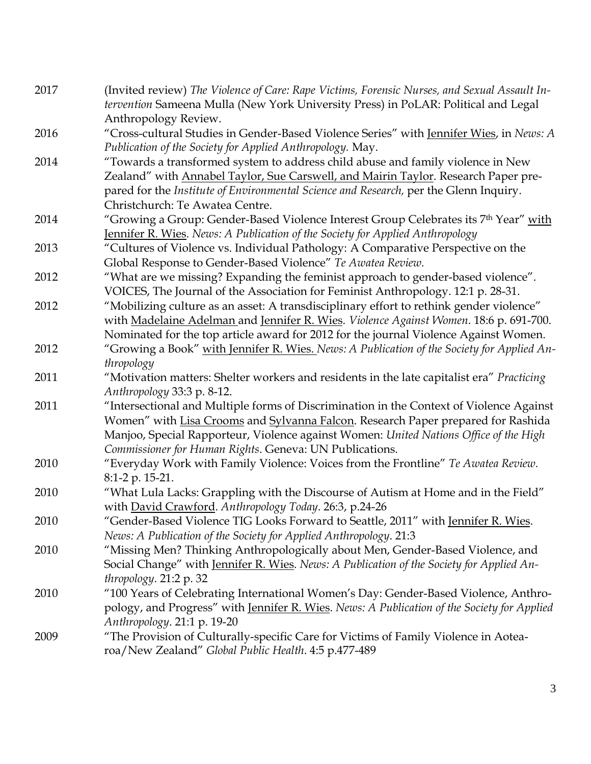2017 (Invited review) *The Violence of Care: Rape Victims, Forensic Nurses, and Sexual Assault Intervention* Sameena Mulla (New York University Press) in PoLAR: Political and Legal Anthropology Review.

2016 "Cross-cultural Studies in Gender-Based Violence Series" with Jennifer Wies, in *News: A Publication of the Society for Applied Anthropology.* May.

2014 "Towards a transformed system to address child abuse and family violence in New Zealand" with Annabel Taylor, Sue Carswell, and Mairin Taylor. Research Paper prepared for the *Institute of Environmental Science and Research,* per the Glenn Inquiry. Christchurch: Te Awatea Centre.

2014 "Growing a Group: Gender-Based Violence Interest Group Celebrates its 7th Year" with Jennifer R. Wies. *News: A Publication of the Society for Applied Anthropology*

2013 "Cultures of Violence vs. Individual Pathology: A Comparative Perspective on the Global Response to Gender-Based Violence" *Te Awatea Review.*

2012 "What are we missing? Expanding the feminist approach to gender-based violence". VOICES, The Journal of the Association for Feminist Anthropology. 12:1 p. 28-31.

2012 "Mobilizing culture as an asset: A transdisciplinary effort to rethink gender violence" with Madelaine Adelman and Jennifer R. Wies. *Violence Against Women*. 18:6 p. 691-700. Nominated for the top article award for 2012 for the journal Violence Against Women.

2012 "Growing a Book" with Jennifer R. Wies. *News: A Publication of the Society for Applied Anthropology*

2011 "Motivation matters: Shelter workers and residents in the late capitalist era" *Practicing Anthropology* 33:3 p. 8-12.

2011 "Intersectional and Multiple forms of Discrimination in the Context of Violence Against Women" with Lisa Crooms and Sylvanna Falcon. Research Paper prepared for Rashida Manjoo, Special Rapporteur, Violence against Women: *United Nations Office of the High Commissioner for Human Rights*. Geneva: UN Publications.

2010 "Everyday Work with Family Violence: Voices from the Frontline" *Te Awatea Review.* 8:1-2 p. 15-21.

2010 "What Lula Lacks: Grappling with the Discourse of Autism at Home and in the Field" with David Crawford. *Anthropology Today*. 26:3, p.24-26

2010 "Gender-Based Violence TIG Looks Forward to Seattle, 2011" with Jennifer R. Wies. *News: A Publication of the Society for Applied Anthropology*. 21:3

2010 "Missing Men? Thinking Anthropologically about Men, Gender-Based Violence, and Social Change" with Jennifer R. Wies. *News: A Publication of the Society for Applied Anthropology*. 21:2 p. 32

2010 "100 Years of Celebrating International Women's Day: Gender-Based Violence, Anthropology, and Progress" with Jennifer R. Wies. *News: A Publication of the Society for Applied Anthropology*. 21:1 p. 19-20

2009 "The Provision of Culturally-specific Care for Victims of Family Violence in Aotearoa/New Zealand" *Global Public Health*. 4:5 p.477-489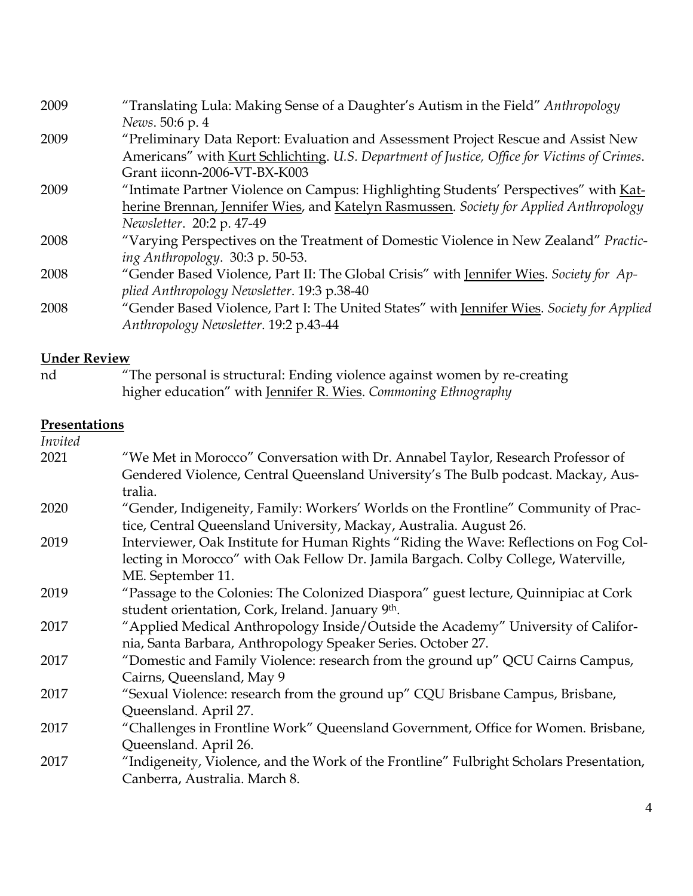2009 "Translating Lula: Making Sense of a Daughter's Autism in the Field" *Anthropology News*. 50:6 p. 4

2009 "Preliminary Data Report: Evaluation and Assessment Project Rescue and Assist New Americans" with Kurt Schlichting. *U.S. Department of Justice, Office for Victims of Crimes*. Grant iiconn-2006-VT-BX-K003

2009 "Intimate Partner Violence on Campus: Highlighting Students' Perspectives" with Katherine Brennan, Jennifer Wies, and Katelyn Rasmussen. *Society for Applied Anthropology Newsletter*. 20:2 p. 47-49

2008 "Varying Perspectives on the Treatment of Domestic Violence in New Zealand" *Practicing Anthropology*. 30:3 p. 50-53.

2008 "Gender Based Violence, Part II: The Global Crisis" with Jennifer Wies. *Society for Applied Anthropology Newsletter*. 19:3 p.38-40

2008 "Gender Based Violence, Part I: The United States" with Jennifer Wies. *Society for Applied Anthropology Newsletter*. 19:2 p.43-44

**Under Review**

nd "The personal is structural: Ending violence against women by re-creating higher education" with Jennifer R. Wies. *Commoning Ethnography*

**Presentations**

*Invited*

2021 "We Met in Morocco" Conversation with Dr. Annabel Taylor, Research Professor of Gendered Violence, Central Queensland University's The Bulb podcast. Mackay, Australia.

2020 "Gender, Indigeneity, Family: Workers' Worlds on the Frontline" Community of Practice, Central Queensland University, Mackay, Australia. August 26.

2019 Interviewer, Oak Institute for Human Rights "Riding the Wave: Reflections on Fog Collecting in Morocco" with Oak Fellow Dr. Jamila Bargach. Colby College, Waterville, ME. September 11.

2019 "Passage to the Colonies: The Colonized Diaspora" guest lecture, Quinnipiac at Cork student orientation, Cork, Ireland. January 9th.

2017 "Applied Medical Anthropology Inside/Outside the Academy" University of California, Santa Barbara, Anthropology Speaker Series. October 27.

2017 "Domestic and Family Violence: research from the ground up" QCU Cairns Campus, Cairns, Queensland, May 9

2017 "Sexual Violence: research from the ground up" CQU Brisbane Campus, Brisbane, Queensland. April 27.

2017 "Challenges in Frontline Work" Queensland Government, Office for Women. Brisbane, Queensland. April 26.

2017 "Indigeneity, Violence, and the Work of the Frontline" Fulbright Scholars Presentation, Canberra, Australia. March 8.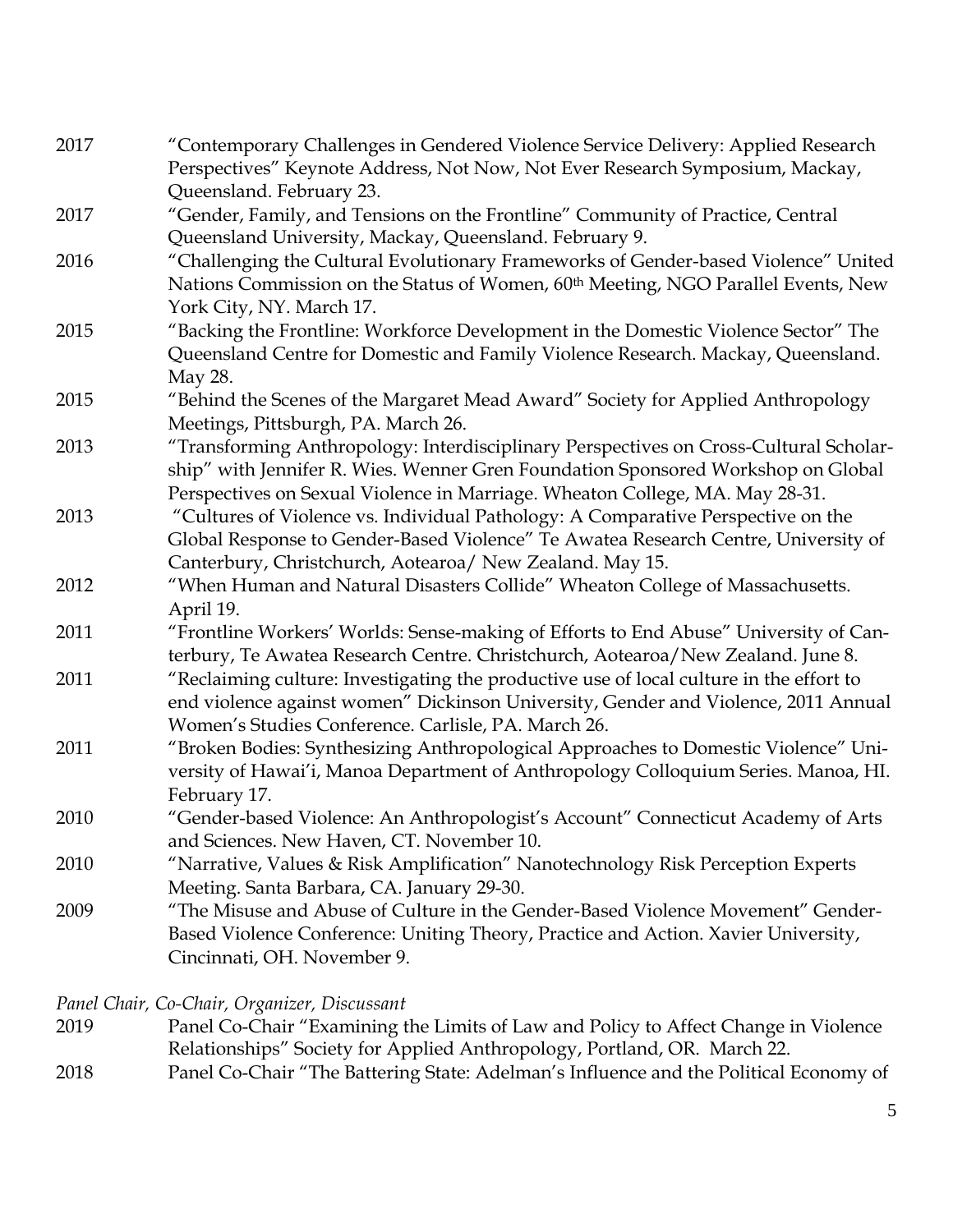2017 "Contemporary Challenges in Gendered Violence Service Delivery: Applied Research Perspectives" Keynote Address, Not Now, Not Ever Research Symposium, Mackay, Queensland. February 23.

2017 "Gender, Family, and Tensions on the Frontline" Community of Practice, Central Queensland University, Mackay, Queensland. February 9.

2016 "Challenging the Cultural Evolutionary Frameworks of Gender-based Violence" United Nations Commission on the Status of Women, 60th Meeting, NGO Parallel Events, New York City, NY. March 17.

2015 "Backing the Frontline: Workforce Development in the Domestic Violence Sector" The Queensland Centre for Domestic and Family Violence Research. Mackay, Queensland. May 28.

2015 "Behind the Scenes of the Margaret Mead Award" Society for Applied Anthropology Meetings, Pittsburgh, PA. March 26.

2013 "Transforming Anthropology: Interdisciplinary Perspectives on Cross-Cultural Scholarship" with Jennifer R. Wies. Wenner Gren Foundation Sponsored Workshop on Global Perspectives on Sexual Violence in Marriage. Wheaton College, MA. May 28-31.

2013 "Cultures of Violence vs. Individual Pathology: A Comparative Perspective on the Global Response to Gender-Based Violence" Te Awatea Research Centre, University of Canterbury, Christchurch, Aotearoa/ New Zealand. May 15.

2012 "When Human and Natural Disasters Collide" Wheaton College of Massachusetts. April 19.

2011 "Frontline Workers' Worlds: Sense-making of Efforts to End Abuse" University of Canterbury, Te Awatea Research Centre. Christchurch, Aotearoa/New Zealand. June 8.

2011 "Reclaiming culture: Investigating the productive use of local culture in the effort to end violence against women" Dickinson University, Gender and Violence, 2011 Annual Women's Studies Conference. Carlisle, PA. March 26.

2011 "Broken Bodies: Synthesizing Anthropological Approaches to Domestic Violence" University of Hawai'i, Manoa Department of Anthropology Colloquium Series. Manoa, HI. February 17.

2010 "Gender-based Violence: An Anthropologist's Account" Connecticut Academy of Arts and Sciences. New Haven, CT. November 10.

2010 "Narrative, Values & Risk Amplification" Nanotechnology Risk Perception Experts Meeting. Santa Barbara, CA. January 29-30.

2009 "The Misuse and Abuse of Culture in the Gender-Based Violence Movement" Gender-Based Violence Conference: Uniting Theory, Practice and Action. Xavier University, Cincinnati, OH. November 9.

*Panel Chair, Co-Chair, Organizer, Discussant*

2019 Panel Co-Chair "Examining the Limits of Law and Policy to Affect Change in Violence Relationships" Society for Applied Anthropology, Portland, OR. March 22.

2018 Panel Co-Chair "The Battering State: Adelman's Influence and the Political Economy of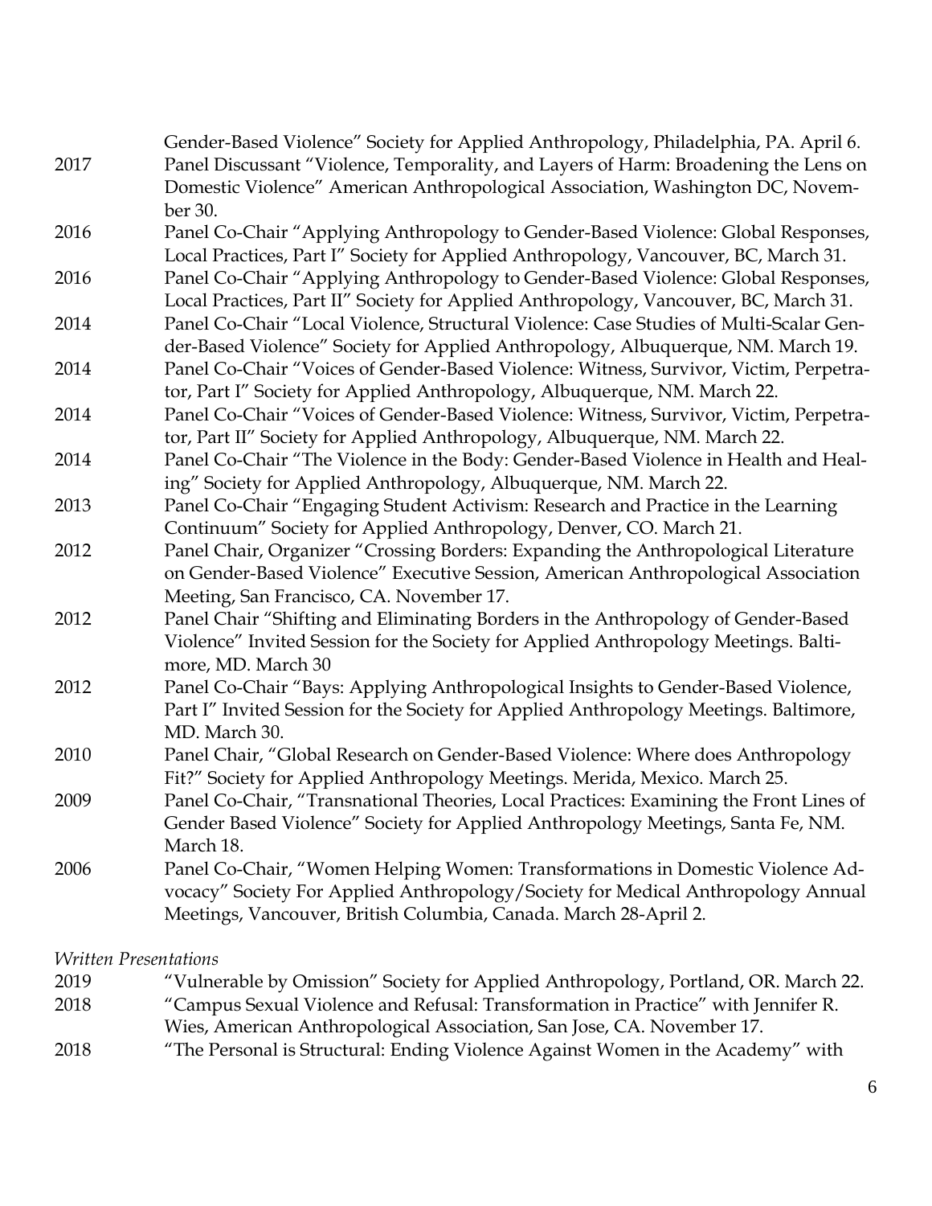Gender-Based Violence" Society for Applied Anthropology, Philadelphia, PA. April 6.

2017 Panel Discussant "Violence, Temporality, and Layers of Harm: Broadening the Lens on Domestic Violence" American Anthropological Association, Washington DC, November 30.

2016 Panel Co-Chair "Applying Anthropology to Gender-Based Violence: Global Responses, Local Practices, Part I" Society for Applied Anthropology, Vancouver, BC, March 31.

2016 Panel Co-Chair "Applying Anthropology to Gender-Based Violence: Global Responses, Local Practices, Part II" Society for Applied Anthropology, Vancouver, BC, March 31.

2014 Panel Co-Chair "Local Violence, Structural Violence: Case Studies of Multi-Scalar Gender-Based Violence" Society for Applied Anthropology, Albuquerque, NM. March 19.

2014 Panel Co-Chair "Voices of Gender-Based Violence: Witness, Survivor, Victim, Perpetrator, Part I" Society for Applied Anthropology, Albuquerque, NM. March 22.

2014 Panel Co-Chair "Voices of Gender-Based Violence: Witness, Survivor, Victim, Perpetrator, Part II" Society for Applied Anthropology, Albuquerque, NM. March 22.

2014 Panel Co-Chair "The Violence in the Body: Gender-Based Violence in Health and Healing" Society for Applied Anthropology, Albuquerque, NM. March 22.

2013 Panel Co-Chair "Engaging Student Activism: Research and Practice in the Learning Continuum" Society for Applied Anthropology, Denver, CO. March 21.

2012 Panel Chair, Organizer "Crossing Borders: Expanding the Anthropological Literature on Gender-Based Violence" Executive Session, American Anthropological Association Meeting, San Francisco, CA. November 17.

2012 Panel Chair "Shifting and Eliminating Borders in the Anthropology of Gender-Based Violence" Invited Session for the Society for Applied Anthropology Meetings. Baltimore, MD. March 30

2012 Panel Co-Chair "Bays: Applying Anthropological Insights to Gender-Based Violence, Part I" Invited Session for the Society for Applied Anthropology Meetings. Baltimore, MD. March 30.

2010 Panel Chair, "Global Research on Gender-Based Violence: Where does Anthropology Fit?" Society for Applied Anthropology Meetings. Merida, Mexico. March 25.

2009 Panel Co-Chair, "Transnational Theories, Local Practices: Examining the Front Lines of Gender Based Violence" Society for Applied Anthropology Meetings, Santa Fe, NM. March 18.

2006 Panel Co-Chair, "Women Helping Women: Transformations in Domestic Violence Advocacy" Society For Applied Anthropology/Society for Medical Anthropology Annual Meetings, Vancouver, British Columbia, Canada. March 28-April 2.

*Written Presentations*

2019 "Vulnerable by Omission" Society for Applied Anthropology, Portland, OR. March 22.

2018 "Campus Sexual Violence and Refusal: Transformation in Practice" with Jennifer R. Wies, American Anthropological Association, San Jose, CA. November 17.

2018 "The Personal is Structural: Ending Violence Against Women in the Academy" with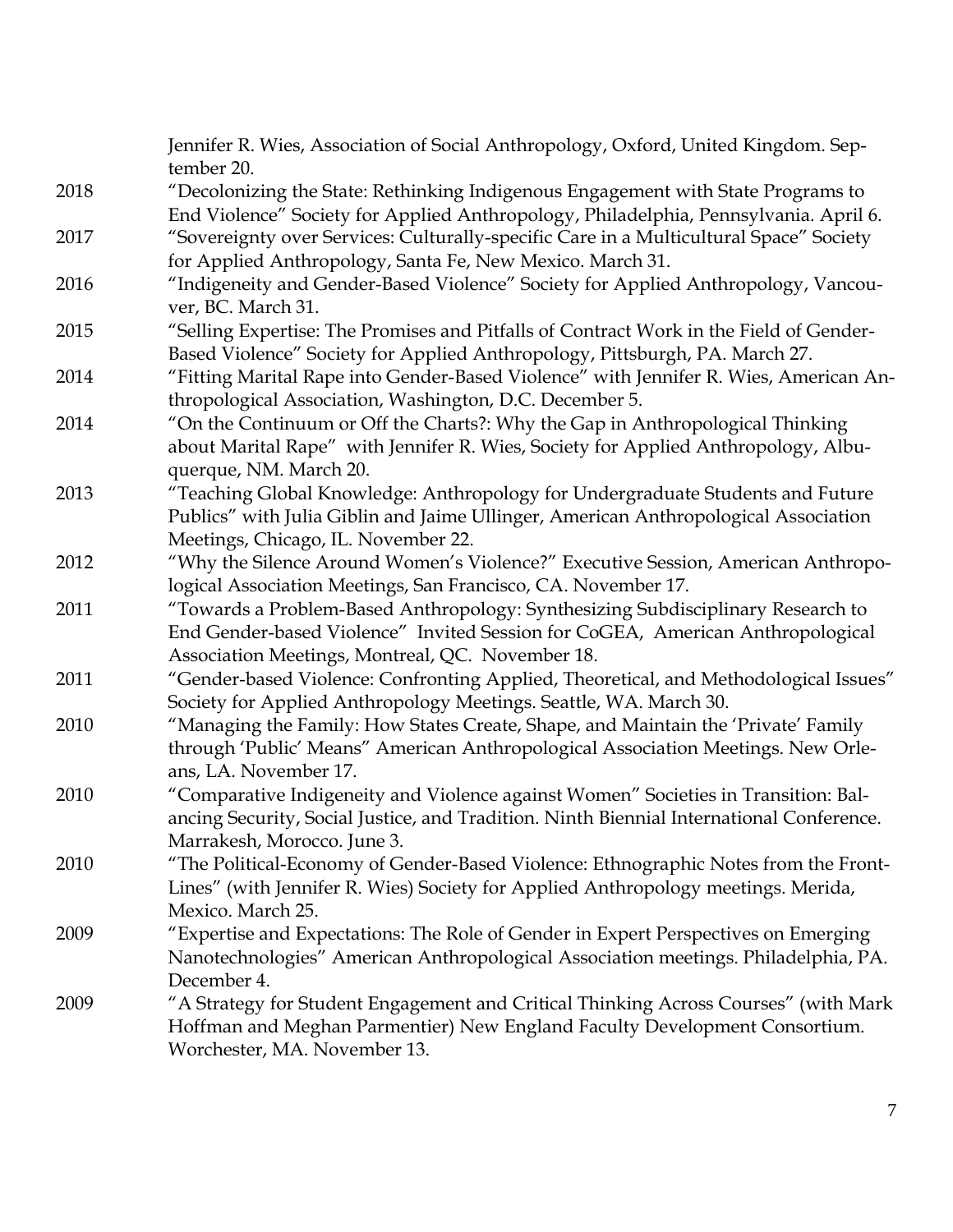Jennifer R. Wies, Association of Social Anthropology, Oxford, United Kingdom. September 20.

2018 "Decolonizing the State: Rethinking Indigenous Engagement with State Programs to End Violence" Society for Applied Anthropology, Philadelphia, Pennsylvania. April 6.

2017 "Sovereignty over Services: Culturally-specific Care in a Multicultural Space" Society for Applied Anthropology, Santa Fe, New Mexico. March 31.

2016 "Indigeneity and Gender-Based Violence" Society for Applied Anthropology, Vancouver, BC. March 31.

2015 "Selling Expertise: The Promises and Pitfalls of Contract Work in the Field of Gender-Based Violence" Society for Applied Anthropology, Pittsburgh, PA. March 27.

2014 "Fitting Marital Rape into Gender-Based Violence" with Jennifer R. Wies, American Anthropological Association, Washington, D.C. December 5.

2014 "On the Continuum or Off the Charts?: Why the Gap in Anthropological Thinking about Marital Rape" with Jennifer R. Wies, Society for Applied Anthropology, Albuquerque, NM. March 20.

2013 "Teaching Global Knowledge: Anthropology for Undergraduate Students and Future Publics" with Julia Giblin and Jaime Ullinger, American Anthropological Association Meetings, Chicago, IL. November 22.

2012 "Why the Silence Around Women's Violence?" Executive Session, American Anthropological Association Meetings, San Francisco, CA. November 17.

2011 "Towards a Problem-Based Anthropology: Synthesizing Subdisciplinary Research to End Gender-based Violence" Invited Session for CoGEA, American Anthropological Association Meetings, Montreal, QC. November 18.

2011 "Gender-based Violence: Confronting Applied, Theoretical, and Methodological Issues" Society for Applied Anthropology Meetings. Seattle, WA. March 30.

2010 "Managing the Family: How States Create, Shape, and Maintain the 'Private' Family through 'Public' Means" American Anthropological Association Meetings. New Orleans, LA. November 17.

2010 "Comparative Indigeneity and Violence against Women" Societies in Transition: Balancing Security, Social Justice, and Tradition. Ninth Biennial International Conference. Marrakesh, Morocco. June 3.

2010 "The Political-Economy of Gender-Based Violence: Ethnographic Notes from the Front-Lines" (with Jennifer R. Wies) Society for Applied Anthropology meetings. Merida, Mexico. March 25.

2009 "Expertise and Expectations: The Role of Gender in Expert Perspectives on Emerging Nanotechnologies" American Anthropological Association meetings. Philadelphia, PA. December 4.

2009 "A Strategy for Student Engagement and Critical Thinking Across Courses" (with Mark Hoffman and Meghan Parmentier) New England Faculty Development Consortium. Worchester, MA. November 13.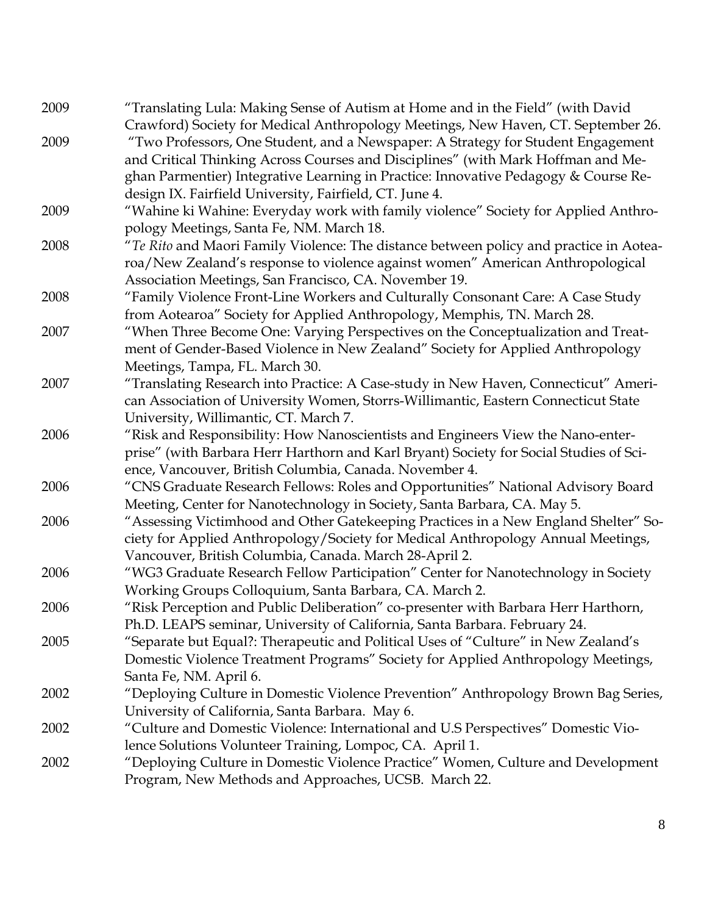2009 "Translating Lula: Making Sense of Autism at Home and in the Field" (with David Crawford) Society for Medical Anthropology Meetings, New Haven, CT. September 26.

2009 "Two Professors, One Student, and a Newspaper: A Strategy for Student Engagement and Critical Thinking Across Courses and Disciplines" (with Mark Hoffman and Meghan Parmentier) Integrative Learning in Practice: Innovative Pedagogy & Course Redesign IX. Fairfield University, Fairfield, CT. June 4.

2009 "Wahine ki Wahine: Everyday work with family violence" Society for Applied Anthropology Meetings, Santa Fe, NM. March 18.

2008 "*Te Rito* and Maori Family Violence: The distance between policy and practice in Aotearoa/New Zealand's response to violence against women" American Anthropological Association Meetings, San Francisco, CA. November 19.

2008 "Family Violence Front-Line Workers and Culturally Consonant Care: A Case Study from Aotearoa" Society for Applied Anthropology, Memphis, TN. March 28.

2007 "When Three Become One: Varying Perspectives on the Conceptualization and Treatment of Gender-Based Violence in New Zealand" Society for Applied Anthropology Meetings, Tampa, FL. March 30.

2007 "Translating Research into Practice: A Case-study in New Haven, Connecticut" American Association of University Women, Storrs-Willimantic, Eastern Connecticut State University, Willimantic, CT. March 7.

2006 "Risk and Responsibility: How Nanoscientists and Engineers View the Nano-enterprise" (with Barbara Herr Harthorn and Karl Bryant) Society for Social Studies of Science, Vancouver, British Columbia, Canada. November 4.

2006 "CNS Graduate Research Fellows: Roles and Opportunities" National Advisory Board Meeting, Center for Nanotechnology in Society, Santa Barbara, CA. May 5.

2006 "Assessing Victimhood and Other Gatekeeping Practices in a New England Shelter" Society for Applied Anthropology/Society for Medical Anthropology Annual Meetings, Vancouver, British Columbia, Canada. March 28-April 2.

2006 "WG3 Graduate Research Fellow Participation" Center for Nanotechnology in Society Working Groups Colloquium, Santa Barbara, CA. March 2.

2006 "Risk Perception and Public Deliberation" co-presenter with Barbara Herr Harthorn, Ph.D. LEAPS seminar, University of California, Santa Barbara. February 24.

2005 "Separate but Equal?: Therapeutic and Political Uses of "Culture" in New Zealand's Domestic Violence Treatment Programs" Society for Applied Anthropology Meetings, Santa Fe, NM. April 6.

2002 "Deploying Culture in Domestic Violence Prevention" Anthropology Brown Bag Series, University of California, Santa Barbara. May 6.

2002 "Culture and Domestic Violence: International and U.S Perspectives" Domestic Violence Solutions Volunteer Training, Lompoc, CA. April 1.

2002 "Deploying Culture in Domestic Violence Practice" Women, Culture and Development Program, New Methods and Approaches, UCSB. March 22.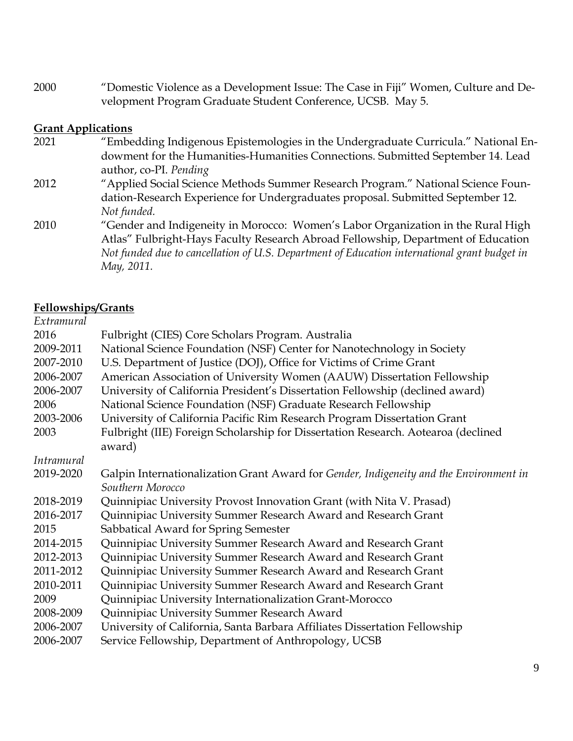2000 "Domestic Violence as a Development Issue: The Case in Fiji" Women, Culture and Development Program Graduate Student Conference, UCSB. May 5.

**Grant Applications**

2021 "Embedding Indigenous Epistemologies in the Undergraduate Curricula." National Endowment for the Humanities-Humanities Connections. Submitted September 14. Lead author, co-PI. *Pending*

2012 "Applied Social Science Methods Summer Research Program." National Science Foundation-Research Experience for Undergraduates proposal. Submitted September 12. *Not funded.*

2010 "Gender and Indigeneity in Morocco: Women's Labor Organization in the Rural High Atlas" Fulbright-Hays Faculty Research Abroad Fellowship, Department of Education *Not funded due to cancellation of U.S. Department of Education international grant budget in May, 2011.*

**Fellowships/Grants**

*Extramural*

2016 Fulbright (CIES) Core Scholars Program. Australia

2009-2011 National Science Foundation (NSF) Center for Nanotechnology in Society

2007-2010 U.S. Department of Justice (DOJ), Office for Victims of Crime Grant

2006-2007 American Association of University Women (AAUW) Dissertation Fellowship

2006-2007 University of California President's Dissertation Fellowship (declined award)

2006 National Science Foundation (NSF) Graduate Research Fellowship

2003-2006 University of California Pacific Rim Research Program Dissertation Grant

2003 Fulbright (IIE) Foreign Scholarship for Dissertation Research. Aotearoa (declined award)

*Intramural*

2019-2020 Galpin Internationalization Grant Award for *Gender, Indigeneity and the Environment in Southern Morocco*

2018-2019 Quinnipiac University Provost Innovation Grant (with Nita V. Prasad)

2016-2017 Quinnipiac University Summer Research Award and Research Grant

2015 Sabbatical Award for Spring Semester

2014-2015 Quinnipiac University Summer Research Award and Research Grant

2012-2013 Quinnipiac University Summer Research Award and Research Grant

2011-2012 Quinnipiac University Summer Research Award and Research Grant

2010-2011 Quinnipiac University Summer Research Award and Research Grant

2009 Quinnipiac University Internationalization Grant-Morocco

2008-2009 Quinnipiac University Summer Research Award

2006-2007 University of California, Santa Barbara Affiliates Dissertation Fellowship

2006-2007 Service Fellowship, Department of Anthropology, UCSB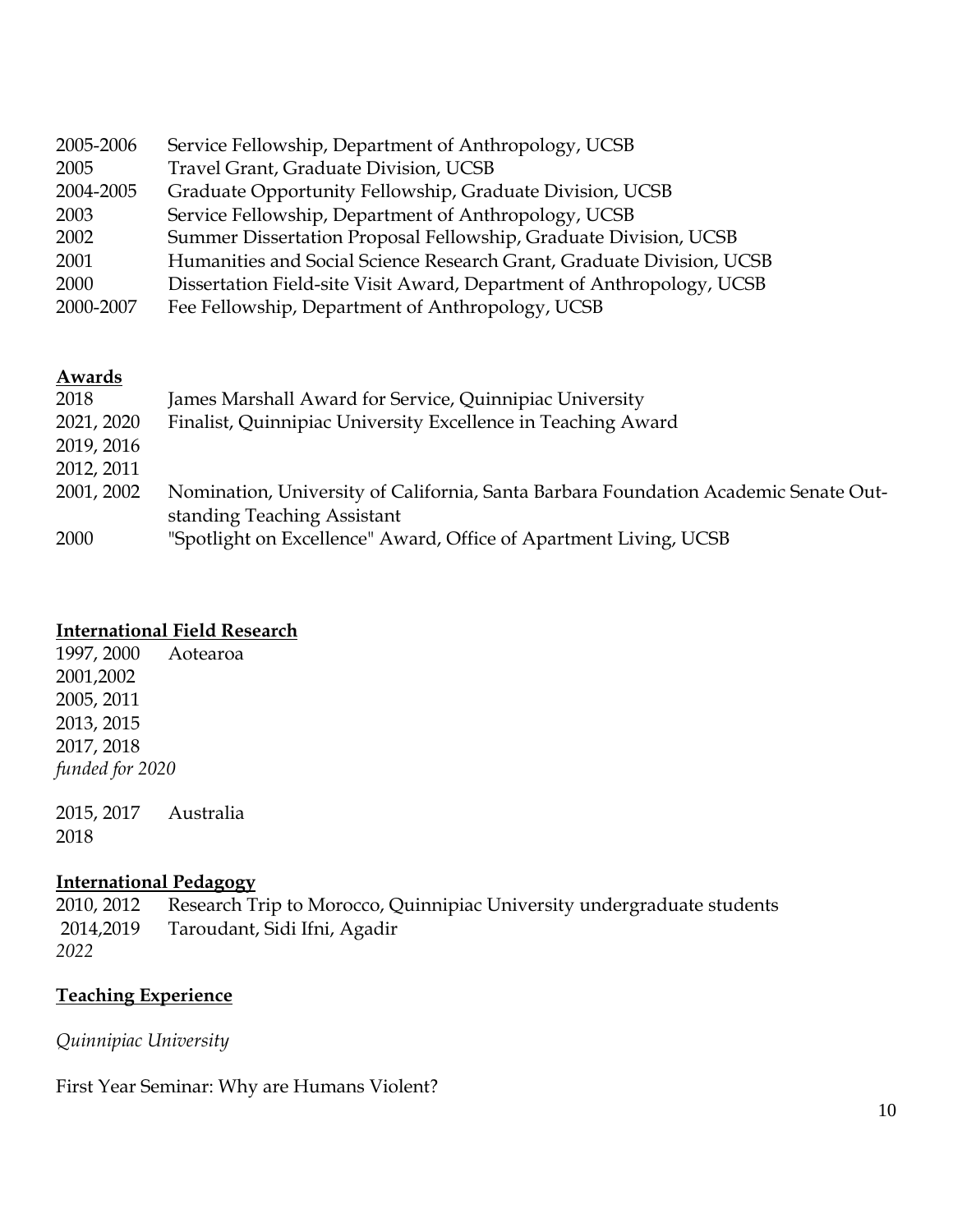2005-2006 Service Fellowship, Department of Anthropology, UCSB
2005 Travel Grant, Graduate Division, UCSB
2004-2005 Graduate Opportunity Fellowship, Graduate Division, UCSB
2003 Service Fellowship, Department of Anthropology, UCSB
2002 Summer Dissertation Proposal Fellowship, Graduate Division, UCSB
2001 Humanities and Social Science Research Grant, Graduate Division, UCSB
2000 Dissertation Field-site Visit Award, Department of Anthropology, UCSB
2000-2007 Fee Fellowship, Department of Anthropology, UCSB

## Awards

2018 James Marshall Award for Service, Quinnipiac University
2021, 2020 Finalist, Quinnipiac University Excellence in Teaching Award
2019, 2016
2012, 2011
2001, 2002 Nomination, University of California, Santa Barbara Foundation Academic Senate Outstanding Teaching Assistant
2000 "Spotlight on Excellence" Award, Office of Apartment Living, UCSB

## International Field Research

1997, 2000 Aotearoa
2001,2002
2005, 2011
2013, 2015
2017, 2018
*funded for 2020*

2015, 2017 Australia
2018

## International Pedagogy

2010, 2012 Research Trip to Morocco, Quinnipiac University undergraduate students
2014,2019 Taroudant, Sidi Ifni, Agadir
*2022*

## Teaching Experience

*Quinnipiac University*

First Year Seminar: Why are Humans Violent?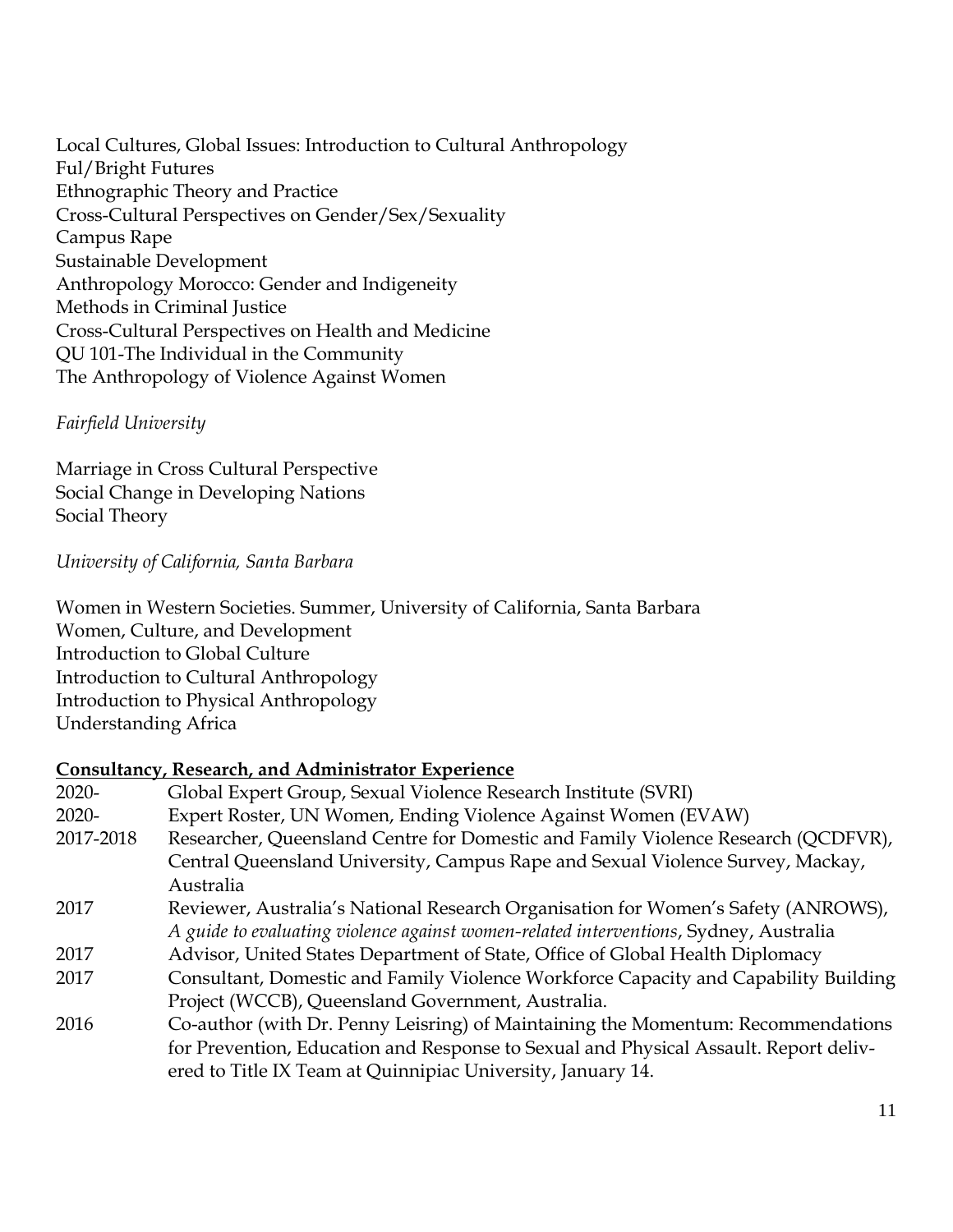Local Cultures, Global Issues: Introduction to Cultural Anthropology
Ful/Bright Futures
Ethnographic Theory and Practice
Cross-Cultural Perspectives on Gender/Sex/Sexuality
Campus Rape
Sustainable Development
Anthropology Morocco: Gender and Indigeneity
Methods in Criminal Justice
Cross-Cultural Perspectives on Health and Medicine
QU 101-The Individual in the Community
The Anthropology of Violence Against Women

*Fairfield University*

Marriage in Cross Cultural Perspective
Social Change in Developing Nations
Social Theory

*University of California, Santa Barbara*

Women in Western Societies. Summer, University of California, Santa Barbara
Women, Culture, and Development
Introduction to Global Culture
Introduction to Cultural Anthropology
Introduction to Physical Anthropology
Understanding Africa

**Consultancy, Research, and Administrator Experience**

| | |
|---|---|
| 2020- | Global Expert Group, Sexual Violence Research Institute (SVRI) |
| 2020- | Expert Roster, UN Women, Ending Violence Against Women (EVAW) |
| 2017-2018 | Researcher, Queensland Centre for Domestic and Family Violence Research (QCDFVR), Central Queensland University, Campus Rape and Sexual Violence Survey, Mackay, Australia |
| 2017 | Reviewer, Australia's National Research Organisation for Women's Safety (ANROWS), *A guide to evaluating violence against women-related interventions*, Sydney, Australia |
| 2017 | Advisor, United States Department of State, Office of Global Health Diplomacy |
| 2017 | Consultant, Domestic and Family Violence Workforce Capacity and Capability Building Project (WCCB), Queensland Government, Australia. |
| 2016 | Co-author (with Dr. Penny Leisring) of Maintaining the Momentum: Recommendations for Prevention, Education and Response to Sexual and Physical Assault. Report delivered to Title IX Team at Quinnipiac University, January 14. |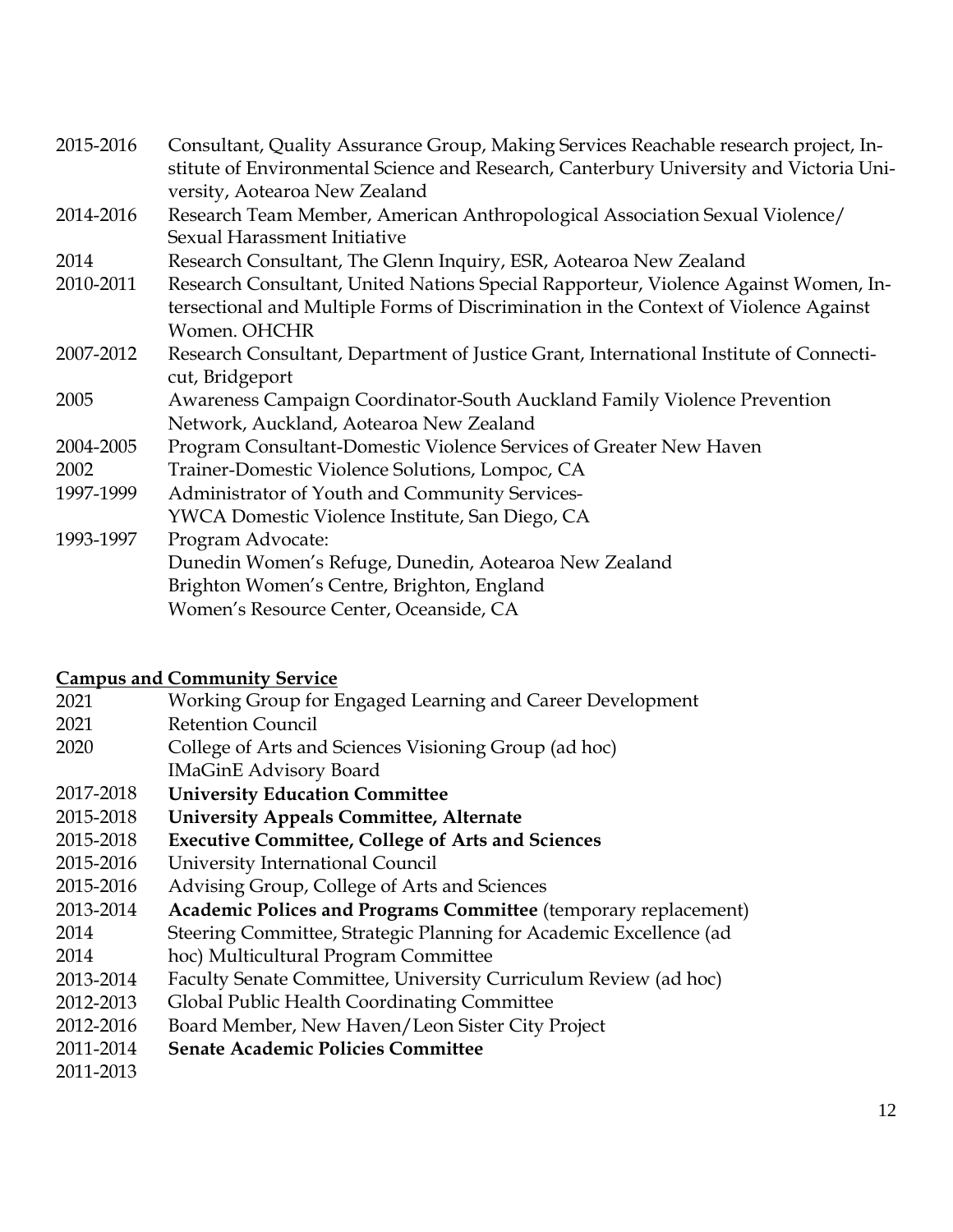2015-2016 Consultant, Quality Assurance Group, Making Services Reachable research project, Institute of Environmental Science and Research, Canterbury University and Victoria University, Aotearoa New Zealand

2014-2016 Research Team Member, American Anthropological Association Sexual Violence/ Sexual Harassment Initiative

2014 Research Consultant, The Glenn Inquiry, ESR, Aotearoa New Zealand

2010-2011 Research Consultant, United Nations Special Rapporteur, Violence Against Women, Intersectional and Multiple Forms of Discrimination in the Context of Violence Against Women. OHCHR

2007-2012 Research Consultant, Department of Justice Grant, International Institute of Connecticut, Bridgeport

2005 Awareness Campaign Coordinator-South Auckland Family Violence Prevention Network, Auckland, Aotearoa New Zealand

2004-2005 Program Consultant-Domestic Violence Services of Greater New Haven

2002 Trainer-Domestic Violence Solutions, Lompoc, CA

1997-1999 Administrator of Youth and Community Services-
YWCA Domestic Violence Institute, San Diego, CA

1993-1997 Program Advocate:
Dunedin Women's Refuge, Dunedin, Aotearoa New Zealand
Brighton Women's Centre, Brighton, England
Women's Resource Center, Oceanside, CA

## Campus and Community Service

2021 Working Group for Engaged Learning and Career Development

2021 Retention Council

2020 College of Arts and Sciences Visioning Group (ad hoc)
IMaGinE Advisory Board

2017-2018 **University Education Committee**

2015-2018 **University Appeals Committee, Alternate**

2015-2018 **Executive Committee, College of Arts and Sciences**

2015-2016 University International Council

2015-2016 Advising Group, College of Arts and Sciences

2013-2014 **Academic Polices and Programs Committee** (temporary replacement)

2014 Steering Committee, Strategic Planning for Academic Excellence (ad

2014 hoc) Multicultural Program Committee

2013-2014 Faculty Senate Committee, University Curriculum Review (ad hoc)

2012-2013 Global Public Health Coordinating Committee

2012-2016 Board Member, New Haven/Leon Sister City Project

2011-2014 **Senate Academic Policies Committee**

2011-2013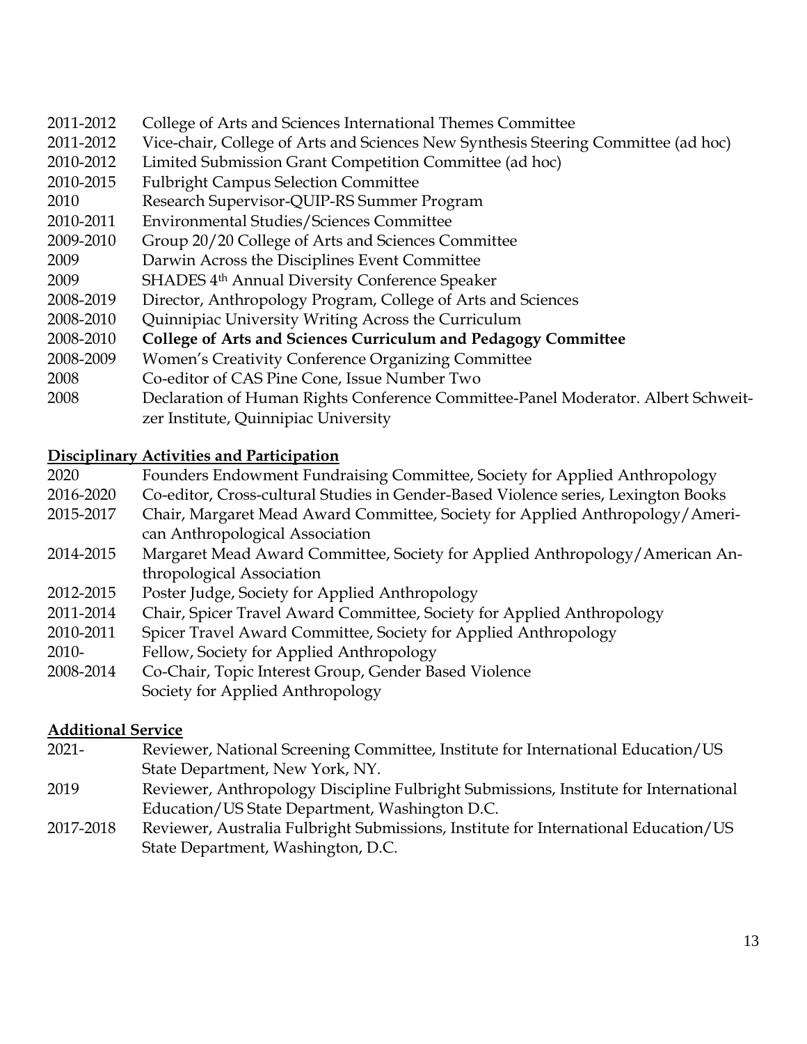2011-2012 College of Arts and Sciences International Themes Committee
2011-2012 Vice-chair, College of Arts and Sciences New Synthesis Steering Committee (ad hoc)
2010-2012 Limited Submission Grant Competition Committee (ad hoc)
2010-2015 Fulbright Campus Selection Committee
2010 Research Supervisor-QUIP-RS Summer Program
2010-2011 Environmental Studies/Sciences Committee
2009-2010 Group 20/20 College of Arts and Sciences Committee
2009 Darwin Across the Disciplines Event Committee
2009 SHADES 4th Annual Diversity Conference Speaker
2008-2019 Director, Anthropology Program, College of Arts and Sciences
2008-2010 Quinnipiac University Writing Across the Curriculum
2008-2010 **College of Arts and Sciences Curriculum and Pedagogy Committee**
2008-2009 Women's Creativity Conference Organizing Committee
2008 Co-editor of CAS Pine Cone, Issue Number Two
2008 Declaration of Human Rights Conference Committee-Panel Moderator. Albert Schweitzer Institute, Quinnipiac University

## Disciplinary Activities and Participation

2020 Founders Endowment Fundraising Committee, Society for Applied Anthropology
2016-2020 Co-editor, Cross-cultural Studies in Gender-Based Violence series, Lexington Books
2015-2017 Chair, Margaret Mead Award Committee, Society for Applied Anthropology/American Anthropological Association
2014-2015 Margaret Mead Award Committee, Society for Applied Anthropology/American Anthropological Association
2012-2015 Poster Judge, Society for Applied Anthropology
2011-2014 Chair, Spicer Travel Award Committee, Society for Applied Anthropology
2010-2011 Spicer Travel Award Committee, Society for Applied Anthropology
2010- Fellow, Society for Applied Anthropology
2008-2014 Co-Chair, Topic Interest Group, Gender Based Violence Society for Applied Anthropology

## Additional Service

2021- Reviewer, National Screening Committee, Institute for International Education/US State Department, New York, NY.
2019 Reviewer, Anthropology Discipline Fulbright Submissions, Institute for International Education/US State Department, Washington D.C.
2017-2018 Reviewer, Australia Fulbright Submissions, Institute for International Education/US State Department, Washington, D.C.